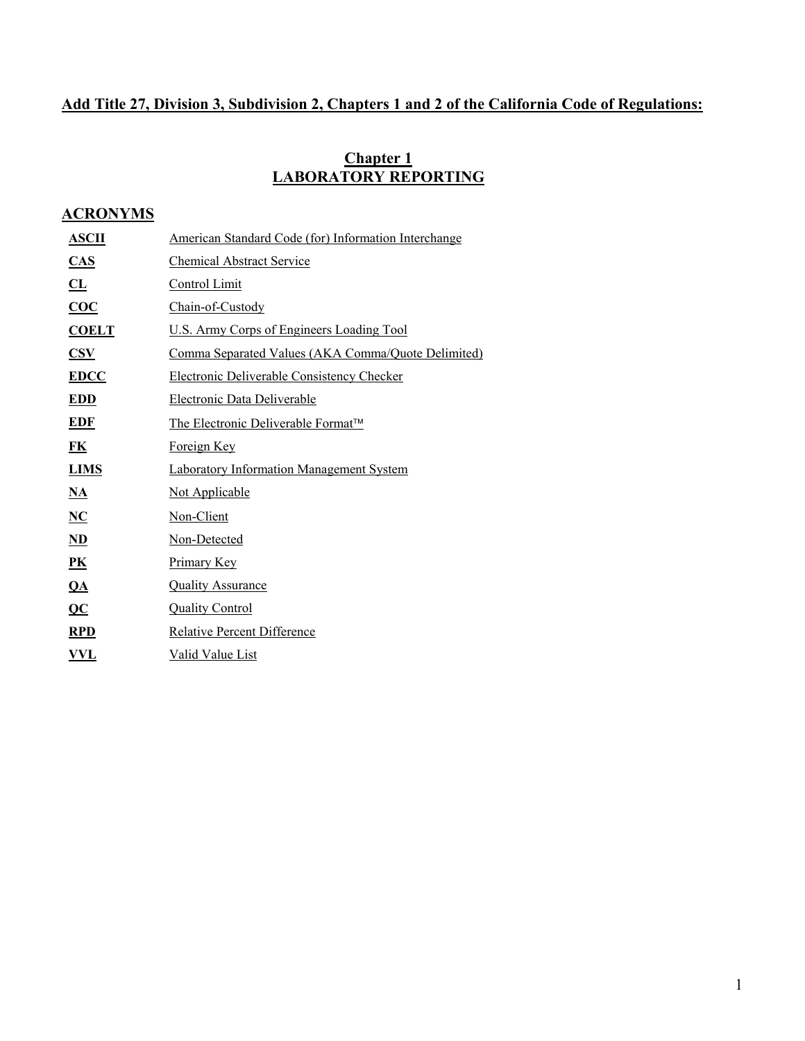**Add Title 27, Division 3, Subdivision 2, Chapters 1 and 2 of the California Code of Regulations:**

# Chapter 1
# LABORATORY REPORTING

## ACRONYMS

| | |
|---|---|
| **ASCII** | American Standard Code (for) Information Interchange |
| **CAS** | Chemical Abstract Service |
| **CL** | Control Limit |
| **COC** | Chain-of-Custody |
| **COELT** | U.S. Army Corps of Engineers Loading Tool |
| **CSV** | Comma Separated Values (AKA Comma/Quote Delimited) |
| **EDCC** | Electronic Deliverable Consistency Checker |
| **EDD** | Electronic Data Deliverable |
| **EDF** | The Electronic Deliverable Format™ |
| **FK** | Foreign Key |
| **LIMS** | Laboratory Information Management System |
| **NA** | Not Applicable |
| **NC** | Non-Client |
| **ND** | Non-Detected |
| **PK** | Primary Key |
| **QA** | Quality Assurance |
| **QC** | Quality Control |
| **RPD** | Relative Percent Difference |
| **VVL** | Valid Value List |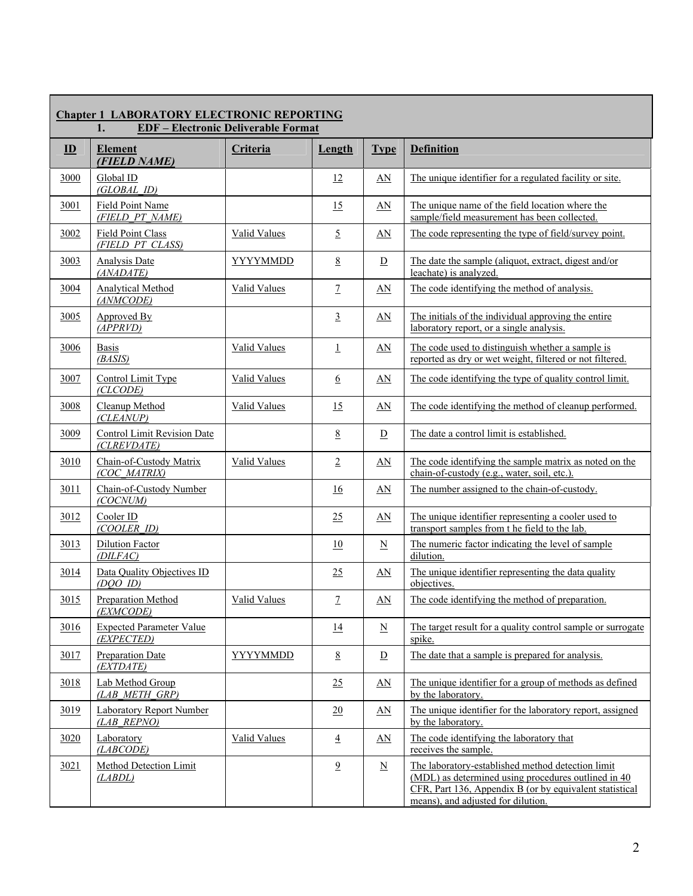## Chapter 1 LABORATORY ELECTRONIC REPORTING

### 1. EDF – Electronic Deliverable Format

| ID | Element *(FIELD NAME)* | Criteria | Length | Type | Definition |
|---|---|---|---|---|---|
| 3000 | Global ID *(GLOBAL_ID)* | | 12 | AN | The unique identifier for a regulated facility or site. |
| 3001 | Field Point Name *(FIELD_PT_NAME)* | | 15 | AN | The unique name of the field location where the sample/field measurement has been collected. |
| 3002 | Field Point Class *(FIELD_PT_CLASS)* | Valid Values | 5 | AN | The code representing the type of field/survey point. |
| 3003 | Analysis Date *(ANADATE)* | YYYYMMDD | 8 | D | The date the sample (aliquot, extract, digest and/or leachate) is analyzed. |
| 3004 | Analytical Method *(ANMCODE)* | Valid Values | 7 | AN | The code identifying the method of analysis. |
| 3005 | Approved By *(APPRVD)* | | 3 | AN | The initials of the individual approving the entire laboratory report, or a single analysis. |
| 3006 | Basis *(BASIS)* | Valid Values | 1 | AN | The code used to distinguish whether a sample is reported as dry or wet weight, filtered or not filtered. |
| 3007 | Control Limit Type *(CLCODE)* | Valid Values | 6 | AN | The code identifying the type of quality control limit. |
| 3008 | Cleanup Method *(CLEANUP)* | Valid Values | 15 | AN | The code identifying the method of cleanup performed. |
| 3009 | Control Limit Revision Date *(CLREVDATE)* | | 8 | D | The date a control limit is established. |
| 3010 | Chain-of-Custody Matrix *(COC_MATRIX)* | Valid Values | 2 | AN | The code identifying the sample matrix as noted on the chain-of-custody (e.g., water, soil, etc.). |
| 3011 | Chain-of-Custody Number *(COCNUM)* | | 16 | AN | The number assigned to the chain-of-custody. |
| 3012 | Cooler ID *(COOLER_ID)* | | 25 | AN | The unique identifier representing a cooler used to transport samples from t he field to the lab. |
| 3013 | Dilution Factor *(DILFAC)* | | 10 | N | The numeric factor indicating the level of sample dilution. |
| 3014 | Data Quality Objectives ID *(DQO_ID)* | | 25 | AN | The unique identifier representing the data quality objectives. |
| 3015 | Preparation Method *(EXMCODE)* | Valid Values | 7 | AN | The code identifying the method of preparation. |
| 3016 | Expected Parameter Value *(EXPECTED)* | | 14 | N | The target result for a quality control sample or surrogate spike. |
| 3017 | Preparation Date *(EXTDATE)* | YYYYMMDD | 8 | D | The date that a sample is prepared for analysis. |
| 3018 | Lab Method Group *(LAB_METH_GRP)* | | 25 | AN | The unique identifier for a group of methods as defined by the laboratory. |
| 3019 | Laboratory Report Number *(LAB_REPNO)* | | 20 | AN | The unique identifier for the laboratory report, assigned by the laboratory. |
| 3020 | Laboratory *(LABCODE)* | Valid Values | 4 | AN | The code identifying the laboratory that receives the sample. |
| 3021 | Method Detection Limit *(LABDL)* | | 9 | N | The laboratory-established method detection limit (MDL) as determined using procedures outlined in 40 CFR, Part 136, Appendix B (or by equivalent statistical means), and adjusted for dilution. |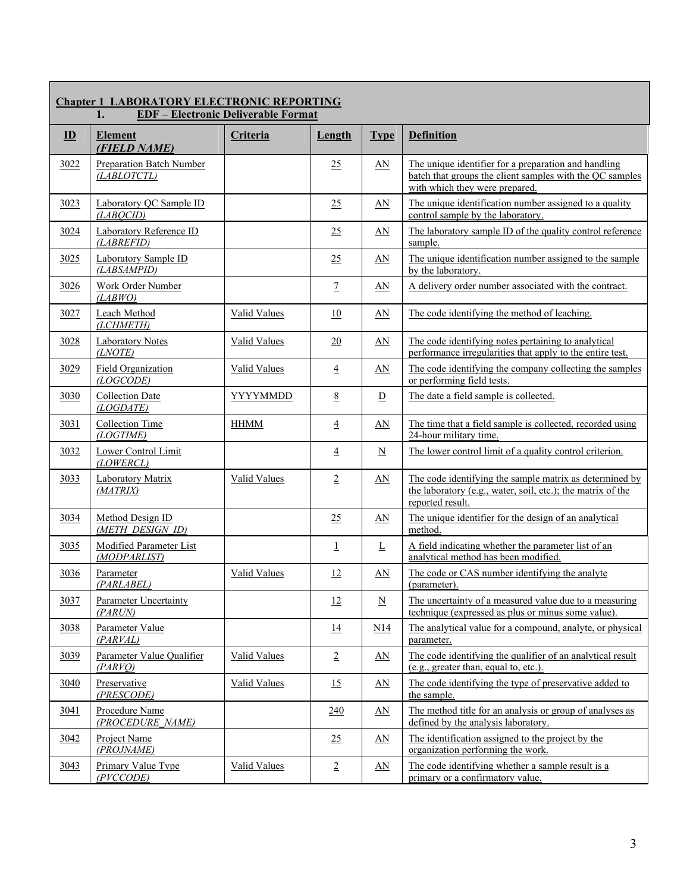## Chapter 1 LABORATORY ELECTRONIC REPORTING

### 1. EDF – Electronic Deliverable Format

| ID | Element (FIELD NAME) | Criteria | Length | Type | Definition |
|---|---|---|---|---|---|
| 3022 | Preparation Batch Number (LABLOTCTL) | | 25 | AN | The unique identifier for a preparation and handling batch that groups the client samples with the QC samples with which they were prepared. |
| 3023 | Laboratory QC Sample ID (LABQCID) | | 25 | AN | The unique identification number assigned to a quality control sample by the laboratory. |
| 3024 | Laboratory Reference ID (LABREFID) | | 25 | AN | The laboratory sample ID of the quality control reference sample. |
| 3025 | Laboratory Sample ID (LABSAMPID) | | 25 | AN | The unique identification number assigned to the sample by the laboratory. |
| 3026 | Work Order Number (LABWO) | | 7 | AN | A delivery order number associated with the contract. |
| 3027 | Leach Method (LCHMETH) | Valid Values | 10 | AN | The code identifying the method of leaching. |
| 3028 | Laboratory Notes (LNOTE) | Valid Values | 20 | AN | The code identifying notes pertaining to analytical performance irregularities that apply to the entire test. |
| 3029 | Field Organization (LOGCODE) | Valid Values | 4 | AN | The code identifying the company collecting the samples or performing field tests. |
| 3030 | Collection Date (LOGDATE) | YYYYMMDD | 8 | D | The date a field sample is collected. |
| 3031 | Collection Time (LOGTIME) | HHMM | 4 | AN | The time that a field sample is collected, recorded using 24-hour military time. |
| 3032 | Lower Control Limit (LOWERCL) | | 4 | N | The lower control limit of a quality control criterion. |
| 3033 | Laboratory Matrix (MATRIX) | Valid Values | 2 | AN | The code identifying the sample matrix as determined by the laboratory (e.g., water, soil, etc.); the matrix of the reported result. |
| 3034 | Method Design ID (METH_DESIGN_ID) | | 25 | AN | The unique identifier for the design of an analytical method. |
| 3035 | Modified Parameter List (MODPARLIST) | | 1 | L | A field indicating whether the parameter list of an analytical method has been modified. |
| 3036 | Parameter (PARLABEL) | Valid Values | 12 | AN | The code or CAS number identifying the analyte (parameter). |
| 3037 | Parameter Uncertainty (PARUN) | | 12 | N | The uncertainty of a measured value due to a measuring technique (expressed as plus or minus some value). |
| 3038 | Parameter Value (PARVAL) | | 14 | N14 | The analytical value for a compound, analyte, or physical parameter. |
| 3039 | Parameter Value Qualifier (PARVQ) | Valid Values | 2 | AN | The code identifying the qualifier of an analytical result (e.g., greater than, equal to, etc.). |
| 3040 | Preservative (PRESCODE) | Valid Values | 15 | AN | The code identifying the type of preservative added to the sample. |
| 3041 | Procedure Name (PROCEDURE_NAME) | | 240 | AN | The method title for an analysis or group of analyses as defined by the analysis laboratory. |
| 3042 | Project Name (PROJNAME) | | 25 | AN | The identification assigned to the project by the organization performing the work. |
| 3043 | Primary Value Type (PVCCODE) | Valid Values | 2 | AN | The code identifying whether a sample result is a primary or a confirmatory value. |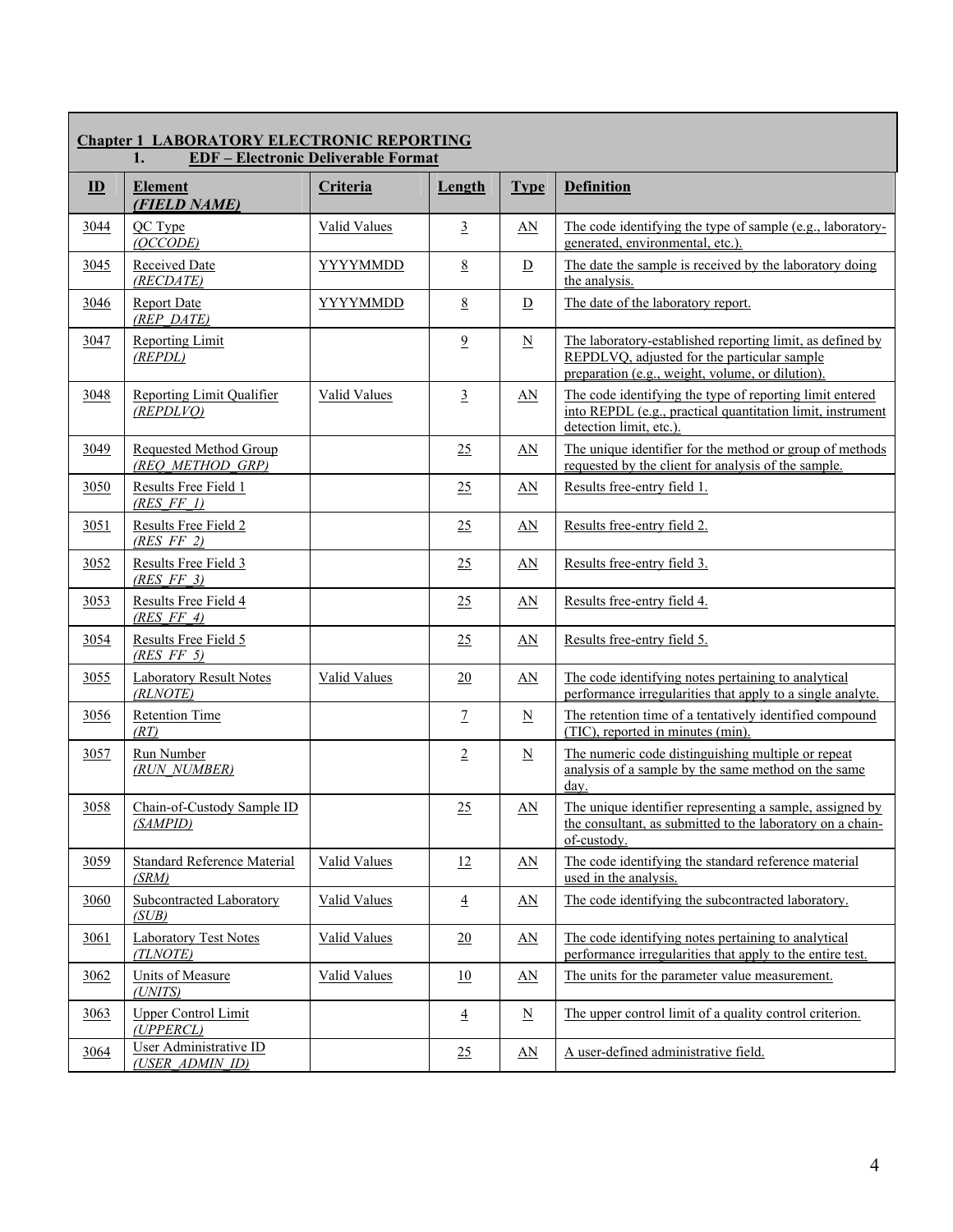## Chapter 1 LABORATORY ELECTRONIC REPORTING

### 1. EDF – Electronic Deliverable Format

| ID | Element (FIELD NAME) | Criteria | Length | Type | Definition |
|---|---|---|---|---|---|
| 3044 | QC Type (QCCODE) | Valid Values | 3 | AN | The code identifying the type of sample (e.g., laboratory-generated, environmental, etc.). |
| 3045 | Received Date (RECDATE) | YYYYMMDD | 8 | D | The date the sample is received by the laboratory doing the analysis. |
| 3046 | Report Date (REP_DATE) | YYYYMMDD | 8 | D | The date of the laboratory report. |
| 3047 | Reporting Limit (REPDL) | | 9 | N | The laboratory-established reporting limit, as defined by REPDLVQ, adjusted for the particular sample preparation (e.g., weight, volume, or dilution). |
| 3048 | Reporting Limit Qualifier (REPDLVQ) | Valid Values | 3 | AN | The code identifying the type of reporting limit entered into REPDL (e.g., practical quantitation limit, instrument detection limit, etc.). |
| 3049 | Requested Method Group (REQ_METHOD_GRP) | | 25 | AN | The unique identifier for the method or group of methods requested by the client for analysis of the sample. |
| 3050 | Results Free Field 1 (RES_FF_1) | | 25 | AN | Results free-entry field 1. |
| 3051 | Results Free Field 2 (RES_FF_2) | | 25 | AN | Results free-entry field 2. |
| 3052 | Results Free Field 3 (RES_FF_3) | | 25 | AN | Results free-entry field 3. |
| 3053 | Results Free Field 4 (RES_FF_4) | | 25 | AN | Results free-entry field 4. |
| 3054 | Results Free Field 5 (RES_FF_5) | | 25 | AN | Results free-entry field 5. |
| 3055 | Laboratory Result Notes (RLNOTE) | Valid Values | 20 | AN | The code identifying notes pertaining to analytical performance irregularities that apply to a single analyte. |
| 3056 | Retention Time (RT) | | 7 | N | The retention time of a tentatively identified compound (TIC), reported in minutes (min). |
| 3057 | Run Number (RUN_NUMBER) | | 2 | N | The numeric code distinguishing multiple or repeat analysis of a sample by the same method on the same day. |
| 3058 | Chain-of-Custody Sample ID (SAMPID) | | 25 | AN | The unique identifier representing a sample, assigned by the consultant, as submitted to the laboratory on a chain-of-custody. |
| 3059 | Standard Reference Material (SRM) | Valid Values | 12 | AN | The code identifying the standard reference material used in the analysis. |
| 3060 | Subcontracted Laboratory (SUB) | Valid Values | 4 | AN | The code identifying the subcontracted laboratory. |
| 3061 | Laboratory Test Notes (TLNOTE) | Valid Values | 20 | AN | The code identifying notes pertaining to analytical performance irregularities that apply to the entire test. |
| 3062 | Units of Measure (UNITS) | Valid Values | 10 | AN | The units for the parameter value measurement. |
| 3063 | Upper Control Limit (UPPERCL) | | 4 | N | The upper control limit of a quality control criterion. |
| 3064 | User Administrative ID (USER_ADMIN_ID) | | 25 | AN | A user-defined administrative field. |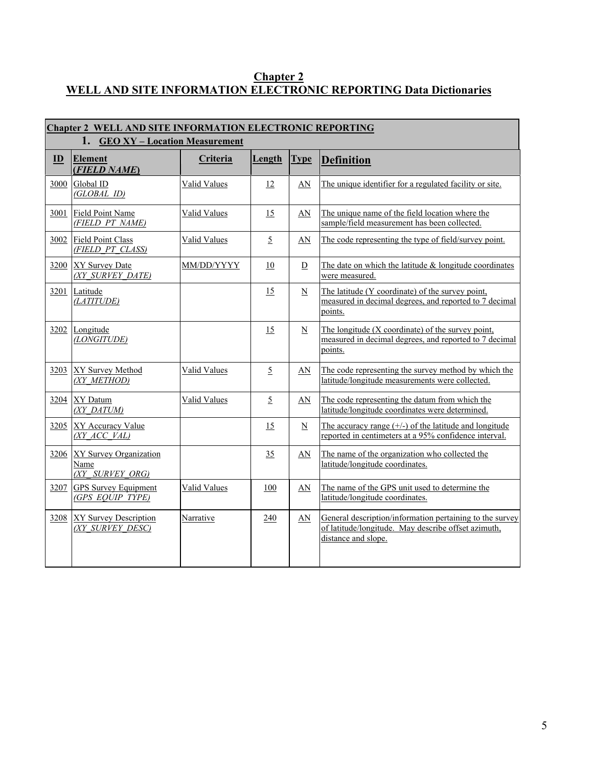# Chapter 2
# WELL AND SITE INFORMATION ELECTRONIC REPORTING Data Dictionaries

**Chapter 2 WELL AND SITE INFORMATION ELECTRONIC REPORTING**

**1. GEO XY – Location Measurement**

| ID | Element (*FIELD NAME*) | Criteria | Length | Type | Definition |
|---|---|---|---|---|---|
| 3000 | Global ID *(GLOBAL_ID)* | Valid Values | 12 | AN | The unique identifier for a regulated facility or site. |
| 3001 | Field Point Name *(FIELD_PT_NAME)* | Valid Values | 15 | AN | The unique name of the field location where the sample/field measurement has been collected. |
| 3002 | Field Point Class *(FIELD_PT_CLASS)* | Valid Values | 5 | AN | The code representing the type of field/survey point. |
| 3200 | XY Survey Date *(XY_SURVEY_DATE)* | MM/DD/YYYY | 10 | D | The date on which the latitude & longitude coordinates were measured. |
| 3201 | Latitude *(LATITUDE)* | | 15 | N | The latitude (Y coordinate) of the survey point, measured in decimal degrees, and reported to 7 decimal points. |
| 3202 | Longitude *(LONGITUDE)* | | 15 | N | The longitude (X coordinate) of the survey point, measured in decimal degrees, and reported to 7 decimal points. |
| 3203 | XY Survey Method *(XY_METHOD)* | Valid Values | 5 | AN | The code representing the survey method by which the latitude/longitude measurements were collected. |
| 3204 | XY Datum *(XY_DATUM)* | Valid Values | 5 | AN | The code representing the datum from which the latitude/longitude coordinates were determined. |
| 3205 | XY Accuracy Value *(XY_ACC_VAL)* | | 15 | N | The accuracy range (+/-) of the latitude and longitude reported in centimeters at a 95% confidence interval. |
| 3206 | XY Survey Organization Name *(XY_SURVEY_ORG)* | | 35 | AN | The name of the organization who collected the latitude/longitude coordinates. |
| 3207 | GPS Survey Equipment *(GPS_EQUIP_TYPE)* | Valid Values | 100 | AN | The name of the GPS unit used to determine the latitude/longitude coordinates. |
| 3208 | XY Survey Description *(XY_SURVEY_DESC)* | Narrative | 240 | AN | General description/information pertaining to the survey of latitude/longitude. May describe offset azimuth, distance and slope. |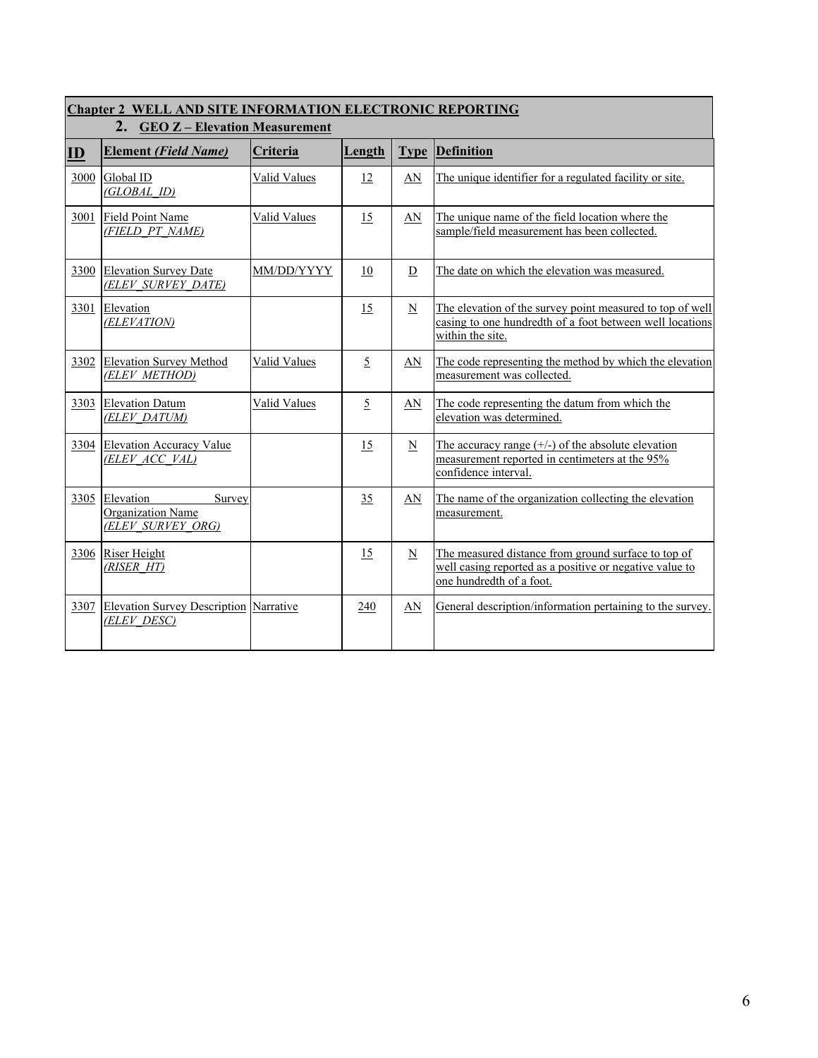## Chapter 2 WELL AND SITE INFORMATION ELECTRONIC REPORTING

### 2. GEO Z – Elevation Measurement

| ID | Element *(Field Name)* | Criteria | Length | Type | Definition |
|---|---|---|---|---|---|
| 3000 | Global ID *(GLOBAL_ID)* | Valid Values | 12 | AN | The unique identifier for a regulated facility or site. |
| 3001 | Field Point Name *(FIELD_PT_NAME)* | Valid Values | 15 | AN | The unique name of the field location where the sample/field measurement has been collected. |
| 3300 | Elevation Survey Date *(ELEV_SURVEY_DATE)* | MM/DD/YYYY | 10 | D | The date on which the elevation was measured. |
| 3301 | Elevation *(ELEVATION)* | | 15 | N | The elevation of the survey point measured to top of well casing to one hundredth of a foot between well locations within the site. |
| 3302 | Elevation Survey Method *(ELEV_METHOD)* | Valid Values | 5 | AN | The code representing the method by which the elevation measurement was collected. |
| 3303 | Elevation Datum *(ELEV_DATUM)* | Valid Values | 5 | AN | The code representing the datum from which the elevation was determined. |
| 3304 | Elevation Accuracy Value *(ELEV_ACC_VAL)* | | 15 | N | The accuracy range (+/-) of the absolute elevation measurement reported in centimeters at the 95% confidence interval. |
| 3305 | Elevation Survey Organization Name *(ELEV_SURVEY_ORG)* | | 35 | AN | The name of the organization collecting the elevation measurement. |
| 3306 | Riser Height *(RISER_HT)* | | 15 | N | The measured distance from ground surface to top of well casing reported as a positive or negative value to one hundredth of a foot. |
| 3307 | Elevation Survey Description *(ELEV_DESC)* | Narrative | 240 | AN | General description/information pertaining to the survey. |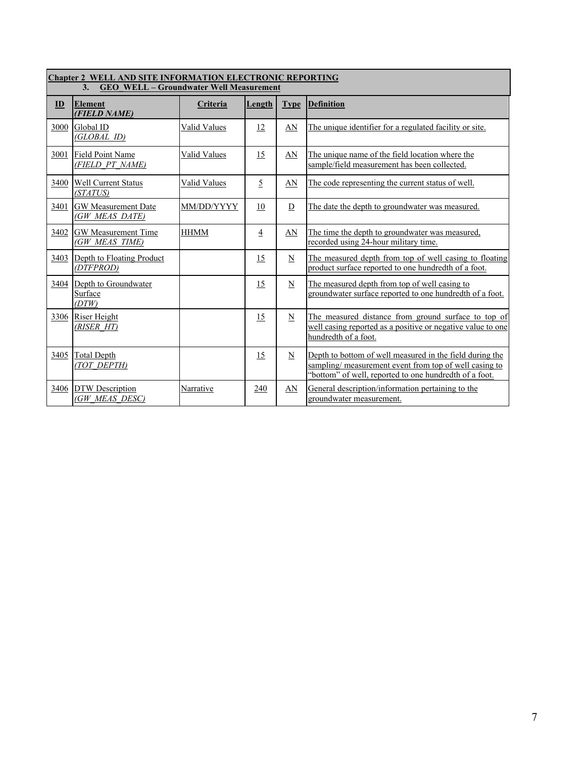## Chapter 2 WELL AND SITE INFORMATION ELECTRONIC REPORTING

### 3. GEO_WELL – Groundwater Well Measurement

| ID | Element (FIELD NAME) | Criteria | Length | Type | Definition |
|---|---|---|---|---|---|
| 3000 | Global ID (GLOBAL_ID) | Valid Values | 12 | AN | The unique identifier for a regulated facility or site. |
| 3001 | Field Point Name (FIELD_PT_NAME) | Valid Values | 15 | AN | The unique name of the field location where the sample/field measurement has been collected. |
| 3400 | Well Current Status (STATUS) | Valid Values | 5 | AN | The code representing the current status of well. |
| 3401 | GW Measurement Date (GW_MEAS_DATE) | MM/DD/YYYY | 10 | D | The date the depth to groundwater was measured. |
| 3402 | GW Measurement Time (GW_MEAS_TIME) | HHMM | 4 | AN | The time the depth to groundwater was measured, recorded using 24-hour military time. |
| 3403 | Depth to Floating Product (DTFPROD) | | 15 | N | The measured depth from top of well casing to floating product surface reported to one hundredth of a foot. |
| 3404 | Depth to Groundwater Surface (DTW) | | 15 | N | The measured depth from top of well casing to groundwater surface reported to one hundredth of a foot. |
| 3306 | Riser Height (RISER_HT) | | 15 | N | The measured distance from ground surface to top of well casing reported as a positive or negative value to one hundredth of a foot. |
| 3405 | Total Depth (TOT_DEPTH) | | 15 | N | Depth to bottom of well measured in the field during the sampling/ measurement event from top of well casing to "bottom" of well, reported to one hundredth of a foot. |
| 3406 | DTW Description (GW_MEAS_DESC) | Narrative | 240 | AN | General description/information pertaining to the groundwater measurement. |